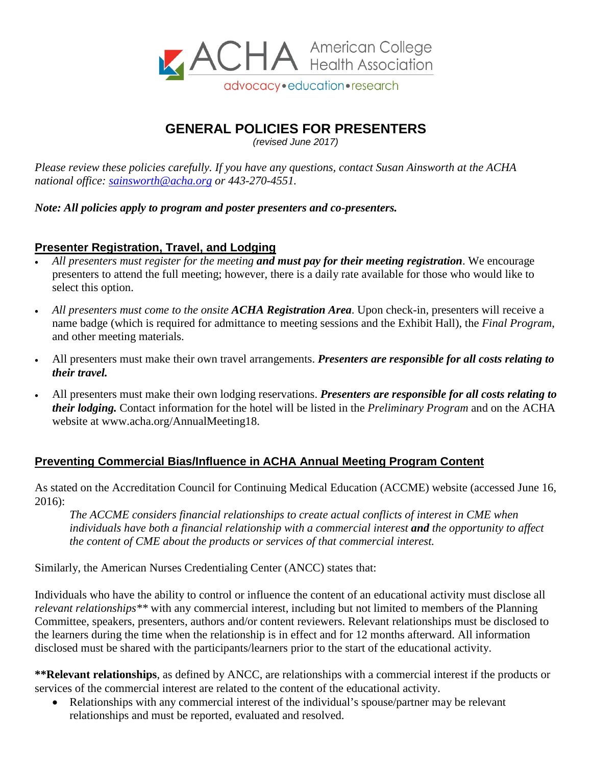ACHA American College Health Association

advocacy • education • research

# GENERAL POLICIES FOR PRESENTERS

*(revised June 2017)*

*Please review these policies carefully. If you have any questions, contact Susan Ainsworth at the ACHA national office: [sainsworth@acha.org](mailto:sainsworth@acha.org) or 443-270-4551.*

***Note: All policies apply to program and poster presenters and co-presenters.***

## Presenter Registration, Travel, and Lodging

- *All presenters must register for the meeting **and must pay for their meeting registration***. We encourage presenters to attend the full meeting; however, there is a daily rate available for those who would like to select this option.
- *All presenters must come to the onsite **ACHA Registration Area***. Upon check-in, presenters will receive a name badge (which is required for admittance to meeting sessions and the Exhibit Hall), the *Final Program*, and other meeting materials.
- All presenters must make their own travel arrangements. ***Presenters are responsible for all costs relating to their travel.***
- All presenters must make their own lodging reservations. ***Presenters are responsible for all costs relating to their lodging.*** Contact information for the hotel will be listed in the *Preliminary Program* and on the ACHA website at www.acha.org/AnnualMeeting18.

## Preventing Commercial Bias/Influence in ACHA Annual Meeting Program Content

As stated on the Accreditation Council for Continuing Medical Education (ACCME) website (accessed June 16, 2016):

> *The ACCME considers financial relationships to create actual conflicts of interest in CME when individuals have both a financial relationship with a commercial interest **and** the opportunity to affect the content of CME about the products or services of that commercial interest.*

Similarly, the American Nurses Credentialing Center (ANCC) states that:

Individuals who have the ability to control or influence the content of an educational activity must disclose all *relevant relationships\*\** with any commercial interest, including but not limited to members of the Planning Committee, speakers, presenters, authors and/or content reviewers. Relevant relationships must be disclosed to the learners during the time when the relationship is in effect and for 12 months afterward. All information disclosed must be shared with the participants/learners prior to the start of the educational activity.

**\*\*Relevant relationships**, as defined by ANCC, are relationships with a commercial interest if the products or services of the commercial interest are related to the content of the educational activity.

- Relationships with any commercial interest of the individual's spouse/partner may be relevant relationships and must be reported, evaluated and resolved.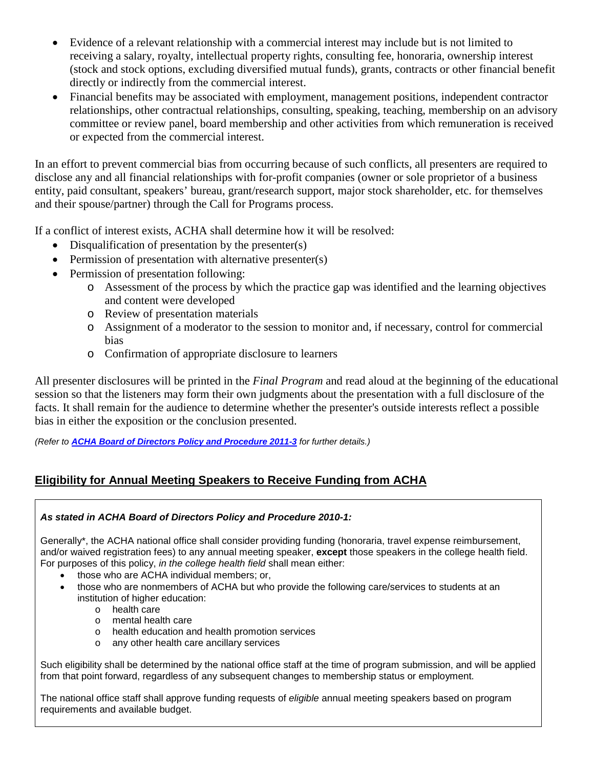- Evidence of a relevant relationship with a commercial interest may include but is not limited to receiving a salary, royalty, intellectual property rights, consulting fee, honoraria, ownership interest (stock and stock options, excluding diversified mutual funds), grants, contracts or other financial benefit directly or indirectly from the commercial interest.
- Financial benefits may be associated with employment, management positions, independent contractor relationships, other contractual relationships, consulting, speaking, teaching, membership on an advisory committee or review panel, board membership and other activities from which remuneration is received or expected from the commercial interest.

In an effort to prevent commercial bias from occurring because of such conflicts, all presenters are required to disclose any and all financial relationships with for-profit companies (owner or sole proprietor of a business entity, paid consultant, speakers' bureau, grant/research support, major stock shareholder, etc. for themselves and their spouse/partner) through the Call for Programs process.

If a conflict of interest exists, ACHA shall determine how it will be resolved:

- Disqualification of presentation by the presenter(s)
- Permission of presentation with alternative presenter(s)
- Permission of presentation following:
  - Assessment of the process by which the practice gap was identified and the learning objectives and content were developed
  - Review of presentation materials
  - Assignment of a moderator to the session to monitor and, if necessary, control for commercial bias
  - Confirmation of appropriate disclosure to learners

All presenter disclosures will be printed in the *Final Program* and read aloud at the beginning of the educational session so that the listeners may form their own judgments about the presentation with a full disclosure of the facts. It shall remain for the audience to determine whether the presenter's outside interests reflect a possible bias in either the exposition or the conclusion presented.

*(Refer to **ACHA Board of Directors Policy and Procedure 2011-3** for further details.)*

## Eligibility for Annual Meeting Speakers to Receive Funding from ACHA

***As stated in ACHA Board of Directors Policy and Procedure 2010-1:***

Generally*, the ACHA national office shall consider providing funding (honoraria, travel expense reimbursement, and/or waived registration fees) to any annual meeting speaker, **except** those speakers in the college health field. For purposes of this policy, *in the college health field* shall mean either:

- those who are ACHA individual members; or,
- those who are nonmembers of ACHA but who provide the following care/services to students at an institution of higher education:
  - health care
  - mental health care
  - health education and health promotion services
  - any other health care ancillary services

Such eligibility shall be determined by the national office staff at the time of program submission, and will be applied from that point forward, regardless of any subsequent changes to membership status or employment.

The national office staff shall approve funding requests of *eligible* annual meeting speakers based on program requirements and available budget.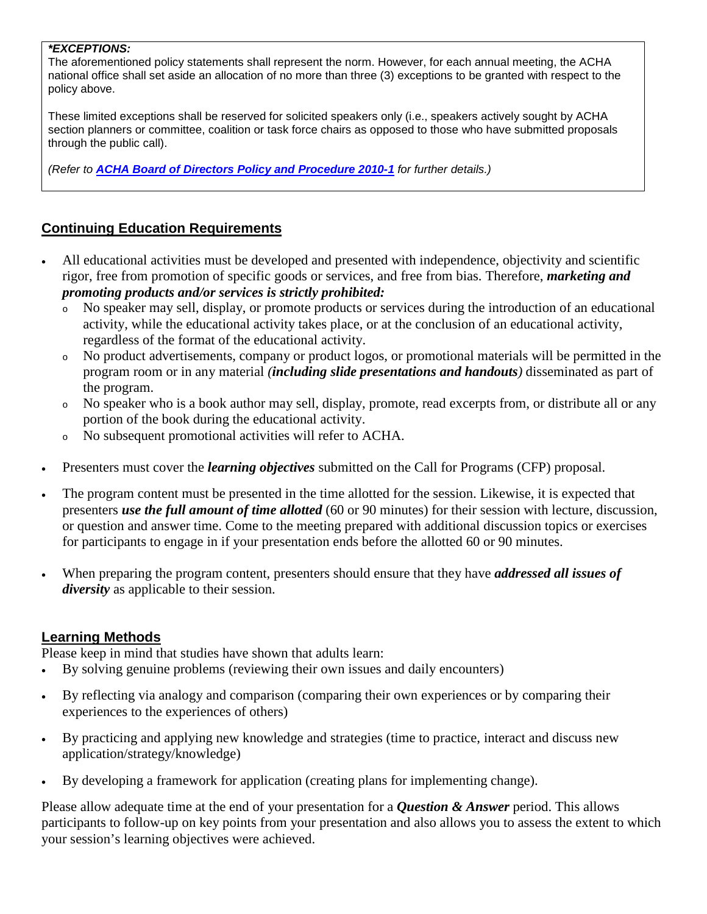***EXCEPTIONS:***

The aforementioned policy statements shall represent the norm. However, for each annual meeting, the ACHA national office shall set aside an allocation of no more than three (3) exceptions to be granted with respect to the policy above.

These limited exceptions shall be reserved for solicited speakers only (i.e., speakers actively sought by ACHA section planners or committee, coalition or task force chairs as opposed to those who have submitted proposals through the public call).

*(Refer to **ACHA Board of Directors Policy and Procedure 2010-1** for further details.)*

## Continuing Education Requirements

- All educational activities must be developed and presented with independence, objectivity and scientific rigor, free from promotion of specific goods or services, and free from bias. Therefore, ***marketing and promoting products and/or services is strictly prohibited:***
  - No speaker may sell, display, or promote products or services during the introduction of an educational activity, while the educational activity takes place, or at the conclusion of an educational activity, regardless of the format of the educational activity.
  - No product advertisements, company or product logos, or promotional materials will be permitted in the program room or in any material *(**including slide presentations and handouts**)* disseminated as part of the program.
  - No speaker who is a book author may sell, display, promote, read excerpts from, or distribute all or any portion of the book during the educational activity.
  - No subsequent promotional activities will refer to ACHA.
- Presenters must cover the ***learning objectives*** submitted on the Call for Programs (CFP) proposal.
- The program content must be presented in the time allotted for the session. Likewise, it is expected that presenters ***use the full amount of time allotted*** (60 or 90 minutes) for their session with lecture, discussion, or question and answer time. Come to the meeting prepared with additional discussion topics or exercises for participants to engage in if your presentation ends before the allotted 60 or 90 minutes.
- When preparing the program content, presenters should ensure that they have ***addressed all issues of diversity*** as applicable to their session.

## Learning Methods

Please keep in mind that studies have shown that adults learn:

- By solving genuine problems (reviewing their own issues and daily encounters)
- By reflecting via analogy and comparison (comparing their own experiences or by comparing their experiences to the experiences of others)
- By practicing and applying new knowledge and strategies (time to practice, interact and discuss new application/strategy/knowledge)
- By developing a framework for application (creating plans for implementing change).

Please allow adequate time at the end of your presentation for a ***Question & Answer*** period. This allows participants to follow-up on key points from your presentation and also allows you to assess the extent to which your session's learning objectives were achieved.